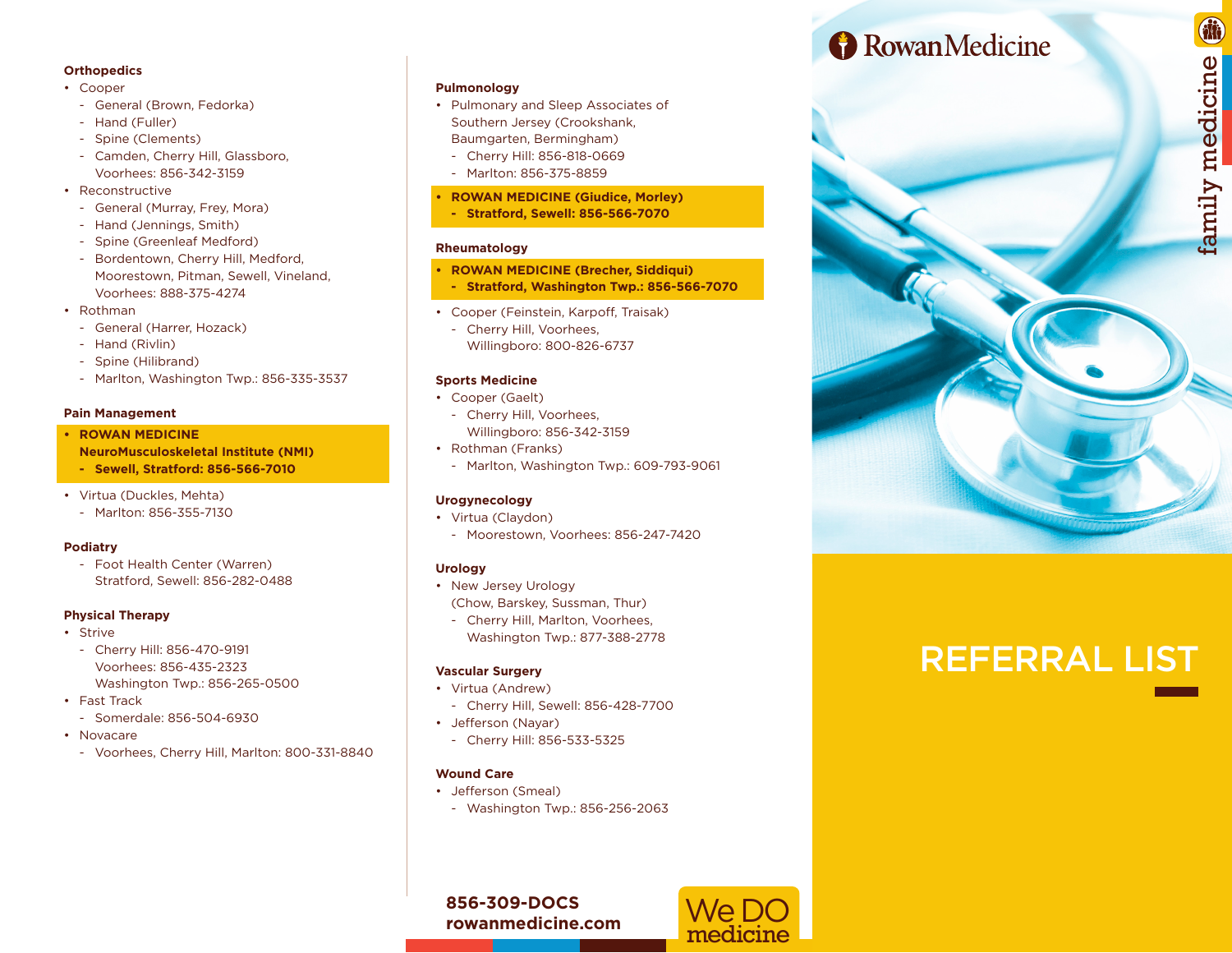### Orthopedics

- Cooper
  - General (Brown, Fedorka)
  - Hand (Fuller)
  - Spine (Clements)
  - Camden, Cherry Hill, Glassboro, Voorhees: 856-342-3159
- Reconstructive
  - General (Murray, Frey, Mora)
  - Hand (Jennings, Smith)
  - Spine (Greenleaf Medford)
  - Bordentown, Cherry Hill, Medford, Moorestown, Pitman, Sewell, Vineland, Voorhees: 888-375-4274
- Rothman
  - General (Harrer, Hozack)
  - Hand (Rivlin)
  - Spine (Hilibrand)
  - Marlton, Washington Twp.: 856-335-3537

### Pain Management

- **ROWAN MEDICINE NeuroMusculoskeletal Institute (NMI)**
  - **Sewell, Stratford: 856-566-7010**
- Virtua (Duckles, Mehta)
  - Marlton: 856-355-7130

### Podiatry

- Foot Health Center (Warren) Stratford, Sewell: 856-282-0488

### Physical Therapy

- Strive
  - Cherry Hill: 856-470-9191
    Voorhees: 856-435-2323
    Washington Twp.: 856-265-0500
- Fast Track
  - Somerdale: 856-504-6930
- Novacare
  - Voorhees, Cherry Hill, Marlton: 800-331-8840

### Pulmonology

- Pulmonary and Sleep Associates of Southern Jersey (Crookshank, Baumgarten, Bermingham)
  - Cherry Hill: 856-818-0669
  - Marlton: 856-375-8859
- **ROWAN MEDICINE (Giudice, Morley)**
  - **Stratford, Sewell: 856-566-7070**

### Rheumatology

- **ROWAN MEDICINE (Brecher, Siddiqui)**
  - **Stratford, Washington Twp.: 856-566-7070**
- Cooper (Feinstein, Karpoff, Traisak)
  - Cherry Hill, Voorhees, Willingboro: 800-826-6737

### Sports Medicine

- Cooper (Gaelt)
  - Cherry Hill, Voorhees, Willingboro: 856-342-3159
- Rothman (Franks)
  - Marlton, Washington Twp.: 609-793-9061

### Urogynecology

- Virtua (Claydon)
  - Moorestown, Voorhees: 856-247-7420

### Urology

- New Jersey Urology (Chow, Barskey, Sussman, Thur)
  - Cherry Hill, Marlton, Voorhees, Washington Twp.: 877-388-2778

### Vascular Surgery

- Virtua (Andrew)
  - Cherry Hill, Sewell: 856-428-7700
- Jefferson (Nayar)
  - Cherry Hill: 856-533-5325

### Wound Care

- Jefferson (Smeal)
  - Washington Twp.: 856-256-2063

**856-309-DOCS**
**rowanmedicine.com**

We DO medicine

RowanMedicine

family medicine

# REFERRAL LIST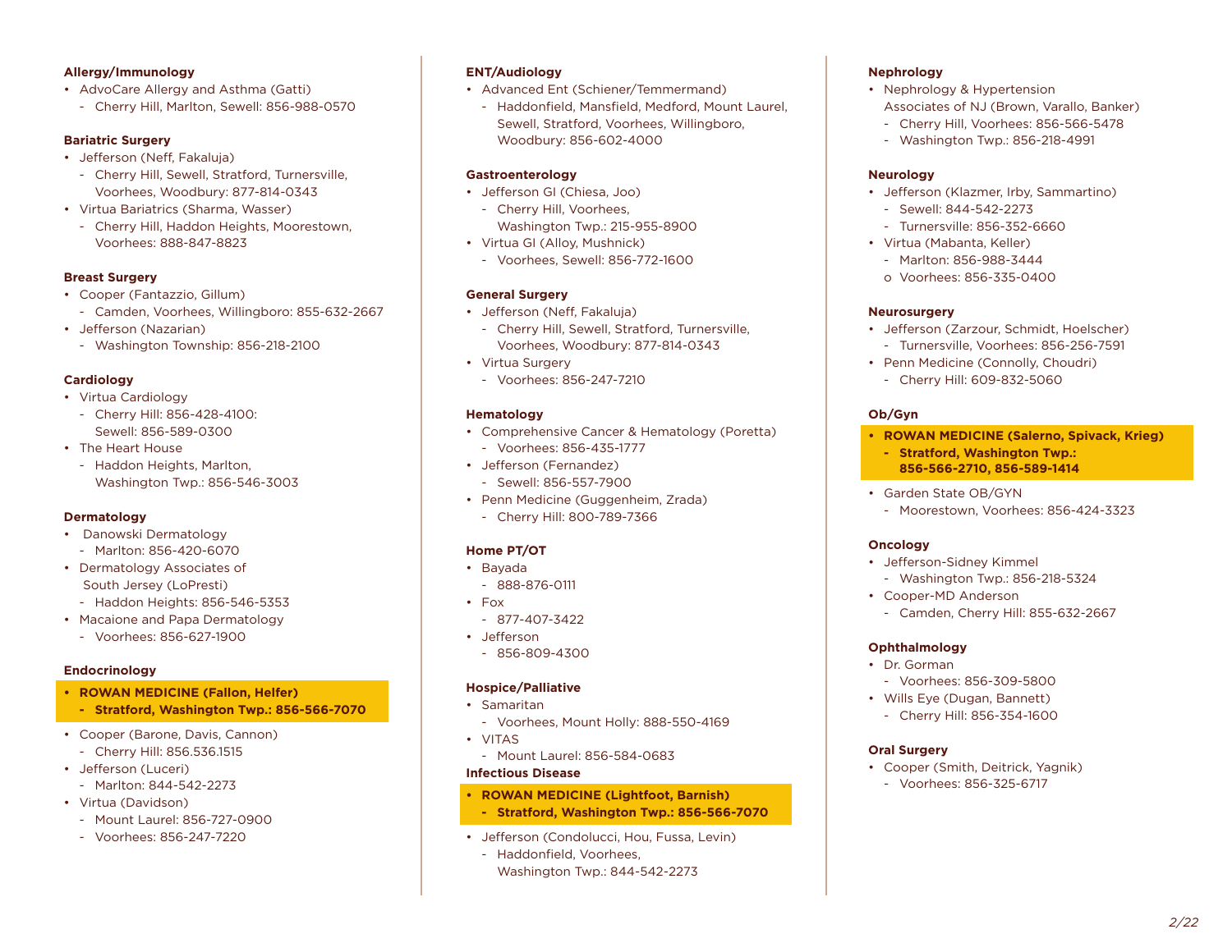**Allergy/Immunology**

- AdvoCare Allergy and Asthma (Gatti)
  - Cherry Hill, Marlton, Sewell: 856-988-0570

**Bariatric Surgery**

- Jefferson (Neff, Fakaluja)
  - Cherry Hill, Sewell, Stratford, Turnersville, Voorhees, Woodbury: 877-814-0343
- Virtua Bariatrics (Sharma, Wasser)
  - Cherry Hill, Haddon Heights, Moorestown, Voorhees: 888-847-8823

**Breast Surgery**

- Cooper (Fantazzio, Gillum)
  - Camden, Voorhees, Willingboro: 855-632-2667
- Jefferson (Nazarian)
  - Washington Township: 856-218-2100

**Cardiology**

- Virtua Cardiology
  - Cherry Hill: 856-428-4100: Sewell: 856-589-0300
- The Heart House
  - Haddon Heights, Marlton, Washington Twp.: 856-546-3003

**Dermatology**

- Danowski Dermatology
  - Marlton: 856-420-6070
- Dermatology Associates of South Jersey (LoPresti)
  - Haddon Heights: 856-546-5353
- Macaione and Papa Dermatology
  - Voorhees: 856-627-1900

**Endocrinology**

- **ROWAN MEDICINE (Fallon, Helfer)**
  - **Stratford, Washington Twp.: 856-566-7070**
- Cooper (Barone, Davis, Cannon)
  - Cherry Hill: 856.536.1515
- Jefferson (Luceri)
  - Marlton: 844-542-2273
- Virtua (Davidson)
  - Mount Laurel: 856-727-0900
  - Voorhees: 856-247-7220

**ENT/Audiology**

- Advanced Ent (Schiener/Temmermand)
  - Haddonfield, Mansfield, Medford, Mount Laurel, Sewell, Stratford, Voorhees, Willingboro, Woodbury: 856-602-4000

**Gastroenterology**

- Jefferson GI (Chiesa, Joo)
  - Cherry Hill, Voorhees, Washington Twp.: 215-955-8900
- Virtua GI (Alloy, Mushnick)
  - Voorhees, Sewell: 856-772-1600

**General Surgery**

- Jefferson (Neff, Fakaluja)
  - Cherry Hill, Sewell, Stratford, Turnersville, Voorhees, Woodbury: 877-814-0343
- Virtua Surgery
  - Voorhees: 856-247-7210

**Hematology**

- Comprehensive Cancer & Hematology (Poretta)
  - Voorhees: 856-435-1777
- Jefferson (Fernandez)
  - Sewell: 856-557-7900
- Penn Medicine (Guggenheim, Zrada)
  - Cherry Hill: 800-789-7366

**Home PT/OT**

- Bayada
  - 888-876-0111
- Fox
  - 877-407-3422
- Jefferson
  - 856-809-4300

**Hospice/Palliative**

- Samaritan
  - Voorhees, Mount Holly: 888-550-4169
- VITAS
  - Mount Laurel: 856-584-0683

**Infectious Disease**

- **ROWAN MEDICINE (Lightfoot, Barnish)**
  - **Stratford, Washington Twp.: 856-566-7070**
- Jefferson (Condolucci, Hou, Fussa, Levin)
  - Haddonfield, Voorhees, Washington Twp.: 844-542-2273

**Nephrology**

- Nephrology & Hypertension Associates of NJ (Brown, Varallo, Banker)
  - Cherry Hill, Voorhees: 856-566-5478
  - Washington Twp.: 856-218-4991

**Neurology**

- Jefferson (Klazmer, Irby, Sammartino)
  - Sewell: 844-542-2273
  - Turnersville: 856-352-6660
- Virtua (Mabanta, Keller)
  - Marlton: 856-988-3444
  - Voorhees: 856-335-0400

**Neurosurgery**

- Jefferson (Zarzour, Schmidt, Hoelscher)
  - Turnersville, Voorhees: 856-256-7591
- Penn Medicine (Connolly, Choudri)
  - Cherry Hill: 609-832-5060

**Ob/Gyn**

- **ROWAN MEDICINE (Salerno, Spivack, Krieg)**
  - **Stratford, Washington Twp.: 856-566-2710, 856-589-1414**
- Garden State OB/GYN
  - Moorestown, Voorhees: 856-424-3323

**Oncology**

- Jefferson-Sidney Kimmel
  - Washington Twp.: 856-218-5324
- Cooper-MD Anderson
  - Camden, Cherry Hill: 855-632-2667

**Ophthalmology**

- Dr. Gorman
  - Voorhees: 856-309-5800
- Wills Eye (Dugan, Bannett)
  - Cherry Hill: 856-354-1600

**Oral Surgery**

- Cooper (Smith, Deitrick, Yagnik)
  - Voorhees: 856-325-6717

2/22